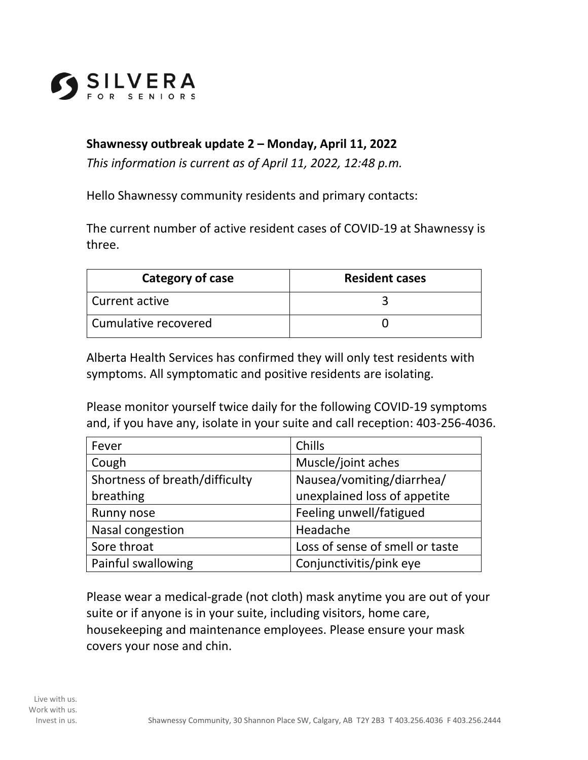# SILVERA FOR SENIORS

**Shawnessy outbreak update 2 – Monday, April 11, 2022**

*This information is current as of April 11, 2022, 12:48 p.m.*

Hello Shawnessy community residents and primary contacts:

The current number of active resident cases of COVID-19 at Shawnessy is three.

| Category of case | Resident cases |
|---|---|
| Current active | 3 |
| Cumulative recovered | 0 |

Alberta Health Services has confirmed they will only test residents with symptoms. All symptomatic and positive residents are isolating.

Please monitor yourself twice daily for the following COVID-19 symptoms and, if you have any, isolate in your suite and call reception: 403-256-4036.

| | |
|---|---|
| Fever | Chills |
| Cough | Muscle/joint aches |
| Shortness of breath/difficulty breathing | Nausea/vomiting/diarrhea/ unexplained loss of appetite |
| Runny nose | Feeling unwell/fatigued |
| Nasal congestion | Headache |
| Sore throat | Loss of sense of smell or taste |
| Painful swallowing | Conjunctivitis/pink eye |

Please wear a medical-grade (not cloth) mask anytime you are out of your suite or if anyone is in your suite, including visitors, home care, housekeeping and maintenance employees. Please ensure your mask covers your nose and chin.

Live with us.
Work with us.
Invest in us.

Shawnessy Community, 30 Shannon Place SW, Calgary, AB T2Y 2B3 T 403.256.4036 F 403.256.2444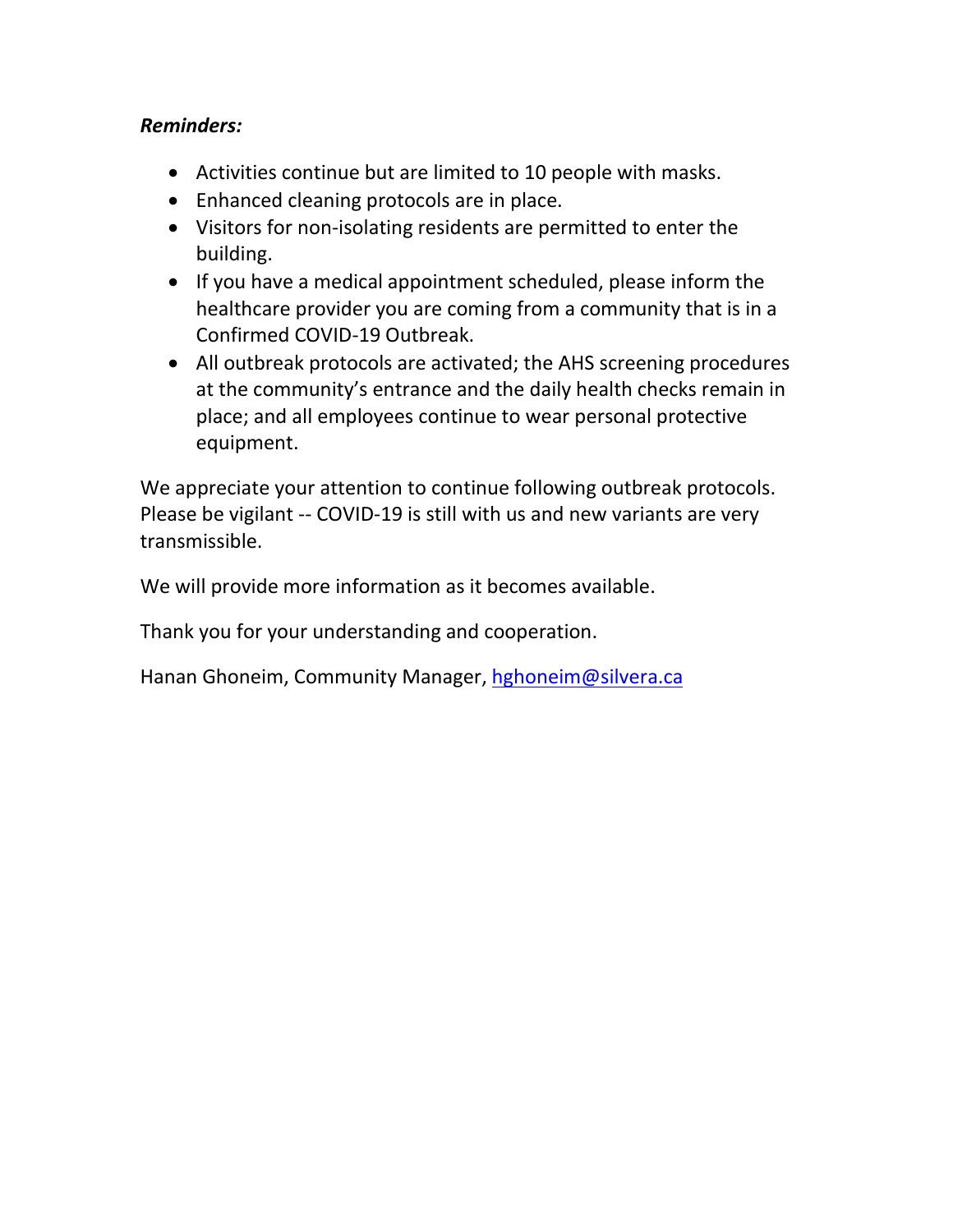***Reminders:***

- Activities continue but are limited to 10 people with masks.
- Enhanced cleaning protocols are in place.
- Visitors for non-isolating residents are permitted to enter the building.
- If you have a medical appointment scheduled, please inform the healthcare provider you are coming from a community that is in a Confirmed COVID-19 Outbreak.
- All outbreak protocols are activated; the AHS screening procedures at the community's entrance and the daily health checks remain in place; and all employees continue to wear personal protective equipment.

We appreciate your attention to continue following outbreak protocols. Please be vigilant -- COVID-19 is still with us and new variants are very transmissible.

We will provide more information as it becomes available.

Thank you for your understanding and cooperation.

Hanan Ghoneim, Community Manager, hghoneim@silvera.ca